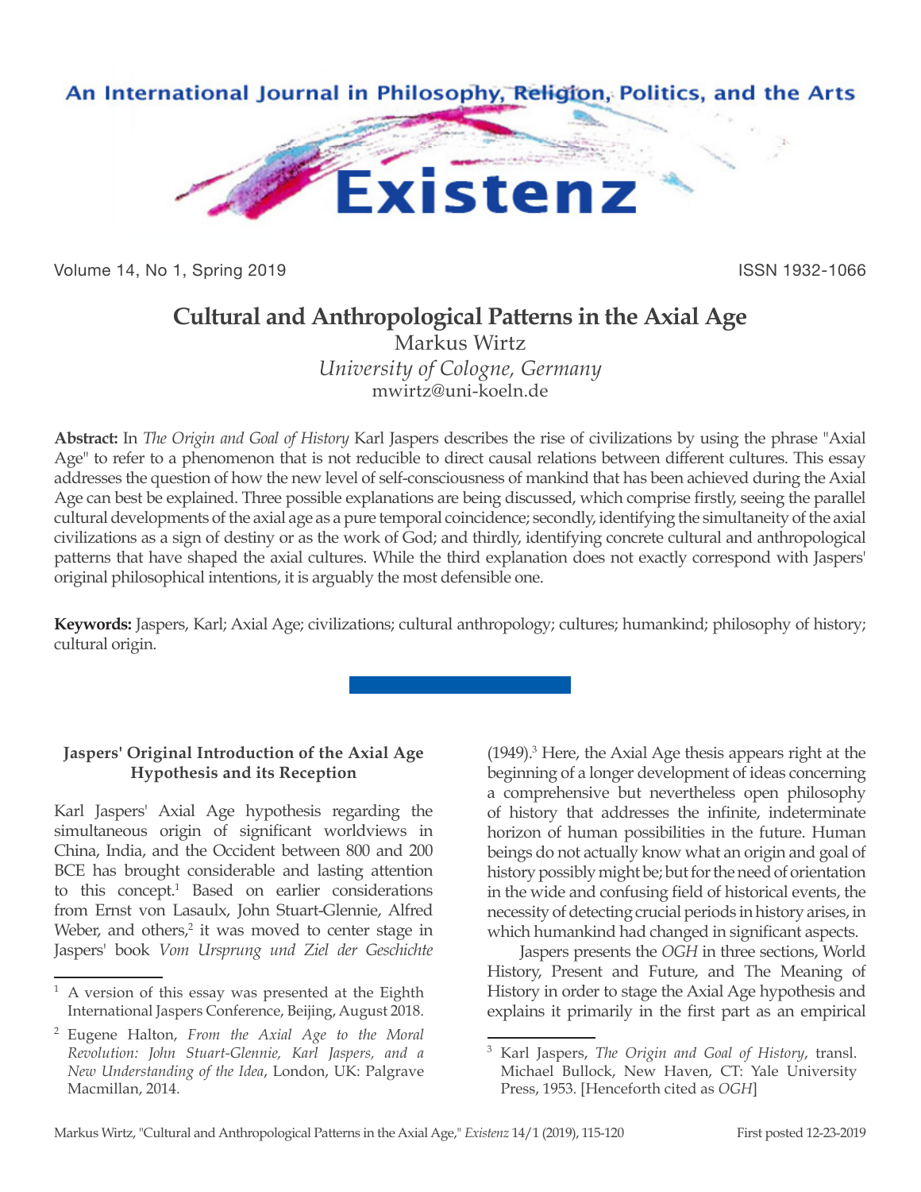# Cultural and Anthropological Patterns in the Axial Age

Markus Wirtz

*University of Cologne, Germany*

mwirtz@uni-koeln.de

**Abstract:** In *The Origin and Goal of History* Karl Jaspers describes the rise of civilizations by using the phrase "Axial Age" to refer to a phenomenon that is not reducible to direct causal relations between different cultures. This essay addresses the question of how the new level of self-consciousness of mankind that has been achieved during the Axial Age can best be explained. Three possible explanations are being discussed, which comprise firstly, seeing the parallel cultural developments of the axial age as a pure temporal coincidence; secondly, identifying the simultaneity of the axial civilizations as a sign of destiny or as the work of God; and thirdly, identifying concrete cultural and anthropological patterns that have shaped the axial cultures. While the third explanation does not exactly correspond with Jaspers' original philosophical intentions, it is arguably the most defensible one.

**Keywords:** Jaspers, Karl; Axial Age; civilizations; cultural anthropology; cultures; humankind; philosophy of history; cultural origin.

## Jaspers' Original Introduction of the Axial Age Hypothesis and its Reception

Karl Jaspers' Axial Age hypothesis regarding the simultaneous origin of significant worldviews in China, India, and the Occident between 800 and 200 BCE has brought considerable and lasting attention to this concept.[1] Based on earlier considerations from Ernst von Lasaulx, John Stuart-Glennie, Alfred Weber, and others,[2] it was moved to center stage in Jaspers' book *Vom Ursprung und Ziel der Geschichte* (1949).[3] Here, the Axial Age thesis appears right at the beginning of a longer development of ideas concerning a comprehensive but nevertheless open philosophy of history that addresses the infinite, indeterminate horizon of human possibilities in the future. Human beings do not actually know what an origin and goal of history possibly might be; but for the need of orientation in the wide and confusing field of historical events, the necessity of detecting crucial periods in history arises, in which humankind had changed in significant aspects.

Jaspers presents the *OGH* in three sections, World History, Present and Future, and The Meaning of History in order to stage the Axial Age hypothesis and explains it primarily in the first part as an empirical

---

[1] A version of this essay was presented at the Eighth International Jaspers Conference, Beijing, August 2018.

[2] Eugene Halton, *From the Axial Age to the Moral Revolution: John Stuart-Glennie, Karl Jaspers, and a New Understanding of the Idea*, London, UK: Palgrave Macmillan, 2014.

[3] Karl Jaspers, *The Origin and Goal of History*, transl. Michael Bullock, New Haven, CT: Yale University Press, 1953. [Henceforth cited as *OGH*]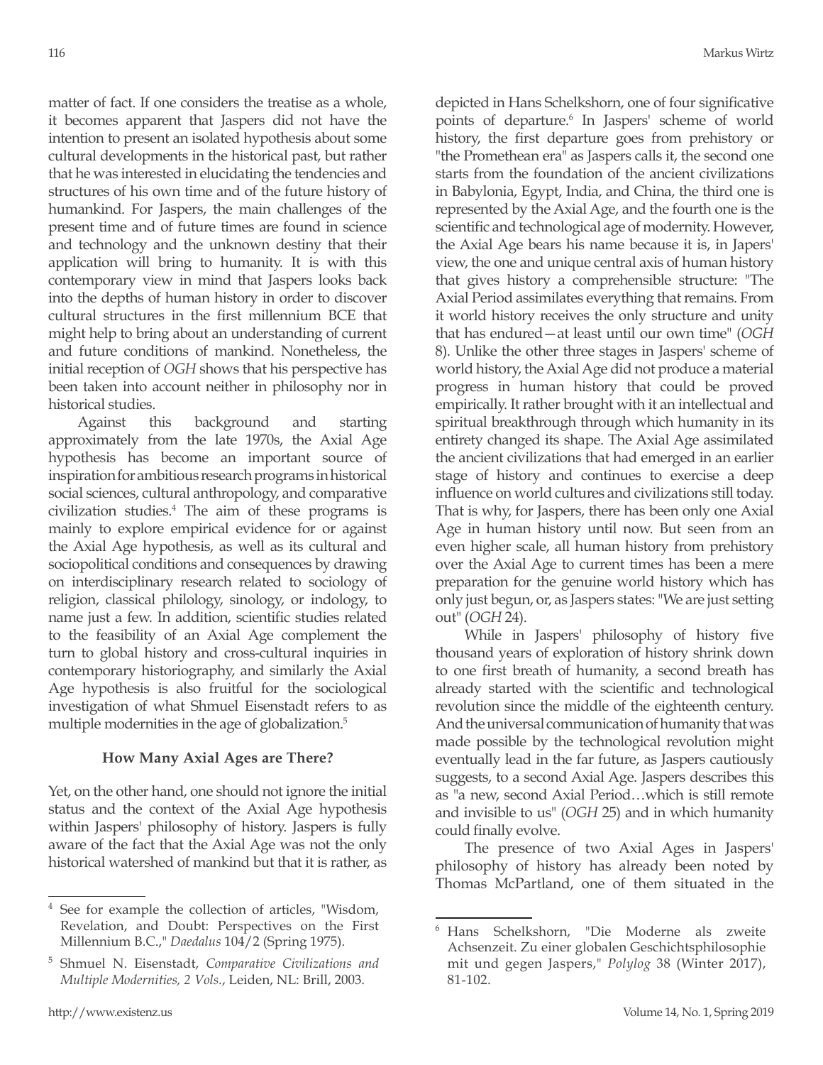matter of fact. If one considers the treatise as a whole, it becomes apparent that Jaspers did not have the intention to present an isolated hypothesis about some cultural developments in the historical past, but rather that he was interested in elucidating the tendencies and structures of his own time and of the future history of humankind. For Jaspers, the main challenges of the present time and of future times are found in science and technology and the unknown destiny that their application will bring to humanity. It is with this contemporary view in mind that Jaspers looks back into the depths of human history in order to discover cultural structures in the first millennium BCE that might help to bring about an understanding of current and future conditions of mankind. Nonetheless, the initial reception of *OGH* shows that his perspective has been taken into account neither in philosophy nor in historical studies.

Against this background and starting approximately from the late 1970s, the Axial Age hypothesis has become an important source of inspiration for ambitious research programs in historical social sciences, cultural anthropology, and comparative civilization studies.[4] The aim of these programs is mainly to explore empirical evidence for or against the Axial Age hypothesis, as well as its cultural and sociopolitical conditions and consequences by drawing on interdisciplinary research related to sociology of religion, classical philology, sinology, or indology, to name just a few. In addition, scientific studies related to the feasibility of an Axial Age complement the turn to global history and cross-cultural inquiries in contemporary historiography, and similarly the Axial Age hypothesis is also fruitful for the sociological investigation of what Shmuel Eisenstadt refers to as multiple modernities in the age of globalization.[5]

### How Many Axial Ages are There?

Yet, on the other hand, one should not ignore the initial status and the context of the Axial Age hypothesis within Jaspers' philosophy of history. Jaspers is fully aware of the fact that the Axial Age was not the only historical watershed of mankind but that it is rather, as depicted in Hans Schelkshorn, one of four significative points of departure.[6] In Jaspers' scheme of world history, the first departure goes from prehistory or "the Promethean era" as Jaspers calls it, the second one starts from the foundation of the ancient civilizations in Babylonia, Egypt, India, and China, the third one is represented by the Axial Age, and the fourth one is the scientific and technological age of modernity. However, the Axial Age bears his name because it is, in Japers' view, the one and unique central axis of human history that gives history a comprehensible structure: "The Axial Period assimilates everything that remains. From it world history receives the only structure and unity that has endured—at least until our own time" (*OGH* 8). Unlike the other three stages in Jaspers' scheme of world history, the Axial Age did not produce a material progress in human history that could be proved empirically. It rather brought with it an intellectual and spiritual breakthrough through which humanity in its entirety changed its shape. The Axial Age assimilated the ancient civilizations that had emerged in an earlier stage of history and continues to exercise a deep influence on world cultures and civilizations still today. That is why, for Jaspers, there has been only one Axial Age in human history until now. But seen from an even higher scale, all human history from prehistory over the Axial Age to current times has been a mere preparation for the genuine world history which has only just begun, or, as Jaspers states: "We are just setting out" (*OGH* 24).

While in Jaspers' philosophy of history five thousand years of exploration of history shrink down to one first breath of humanity, a second breath has already started with the scientific and technological revolution since the middle of the eighteenth century. And the universal communication of humanity that was made possible by the technological revolution might eventually lead in the far future, as Jaspers cautiously suggests, to a second Axial Age. Jaspers describes this as "a new, second Axial Period…which is still remote and invisible to us" (*OGH* 25) and in which humanity could finally evolve.

The presence of two Axial Ages in Jaspers' philosophy of history has already been noted by Thomas McPartland, one of them situated in the

---

[4] See for example the collection of articles, "Wisdom, Revelation, and Doubt: Perspectives on the First Millennium B.C.," *Daedalus* 104/2 (Spring 1975).

[5] Shmuel N. Eisenstadt, *Comparative Civilizations and Multiple Modernities, 2 Vols.*, Leiden, NL: Brill, 2003.

[6] Hans Schelkshorn, "Die Moderne als zweite Achsenzeit. Zu einer globalen Geschichtsphilosophie mit und gegen Jaspers," *Polylog* 38 (Winter 2017), 81-102.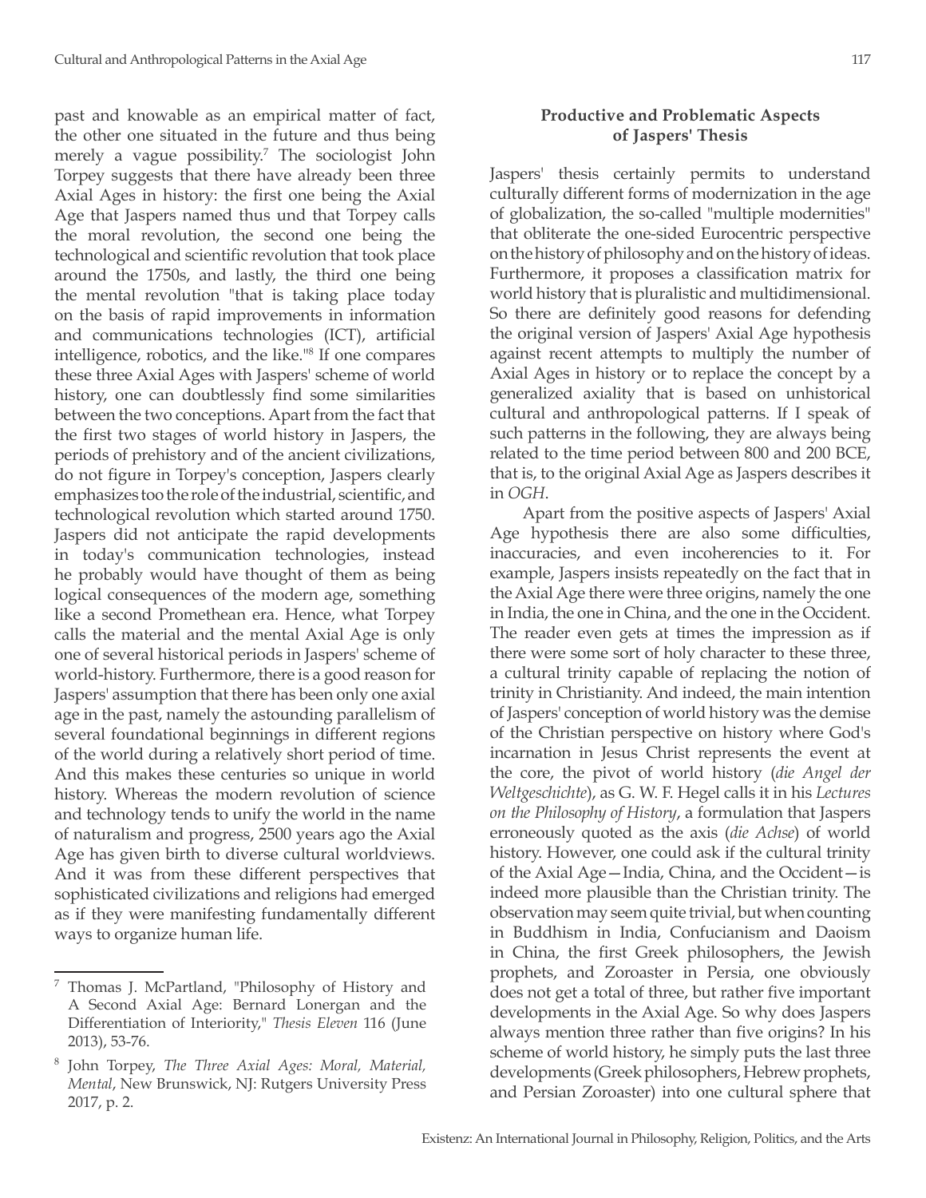past and knowable as an empirical matter of fact, the other one situated in the future and thus being merely a vague possibility.[7] The sociologist John Torpey suggests that there have already been three Axial Ages in history: the first one being the Axial Age that Jaspers named thus und that Torpey calls the moral revolution, the second one being the technological and scientific revolution that took place around the 1750s, and lastly, the third one being the mental revolution "that is taking place today on the basis of rapid improvements in information and communications technologies (ICT), artificial intelligence, robotics, and the like."[8] If one compares these three Axial Ages with Jaspers' scheme of world history, one can doubtlessly find some similarities between the two conceptions. Apart from the fact that the first two stages of world history in Jaspers, the periods of prehistory and of the ancient civilizations, do not figure in Torpey's conception, Jaspers clearly emphasizes too the role of the industrial, scientific, and technological revolution which started around 1750. Jaspers did not anticipate the rapid developments in today's communication technologies, instead he probably would have thought of them as being logical consequences of the modern age, something like a second Promethean era. Hence, what Torpey calls the material and the mental Axial Age is only one of several historical periods in Jaspers' scheme of world-history. Furthermore, there is a good reason for Jaspers' assumption that there has been only one axial age in the past, namely the astounding parallelism of several foundational beginnings in different regions of the world during a relatively short period of time. And this makes these centuries so unique in world history. Whereas the modern revolution of science and technology tends to unify the world in the name of naturalism and progress, 2500 years ago the Axial Age has given birth to diverse cultural worldviews. And it was from these different perspectives that sophisticated civilizations and religions had emerged as if they were manifesting fundamentally different ways to organize human life.

## Productive and Problematic Aspects of Jaspers' Thesis

Jaspers' thesis certainly permits to understand culturally different forms of modernization in the age of globalization, the so-called "multiple modernities" that obliterate the one-sided Eurocentric perspective on the history of philosophy and on the history of ideas. Furthermore, it proposes a classification matrix for world history that is pluralistic and multidimensional. So there are definitely good reasons for defending the original version of Jaspers' Axial Age hypothesis against recent attempts to multiply the number of Axial Ages in history or to replace the concept by a generalized axiality that is based on unhistorical cultural and anthropological patterns. If I speak of such patterns in the following, they are always being related to the time period between 800 and 200 BCE, that is, to the original Axial Age as Jaspers describes it in *OGH*.

Apart from the positive aspects of Jaspers' Axial Age hypothesis there are also some difficulties, inaccuracies, and even incoherencies to it. For example, Jaspers insists repeatedly on the fact that in the Axial Age there were three origins, namely the one in India, the one in China, and the one in the Occident. The reader even gets at times the impression as if there were some sort of holy character to these three, a cultural trinity capable of replacing the notion of trinity in Christianity. And indeed, the main intention of Jaspers' conception of world history was the demise of the Christian perspective on history where God's incarnation in Jesus Christ represents the event at the core, the pivot of world history (*die Angel der Weltgeschichte*), as G. W. F. Hegel calls it in his *Lectures on the Philosophy of History*, a formulation that Jaspers erroneously quoted as the axis (*die Achse*) of world history. However, one could ask if the cultural trinity of the Axial Age—India, China, and the Occident—is indeed more plausible than the Christian trinity. The observation may seem quite trivial, but when counting in Buddhism in India, Confucianism and Daoism in China, the first Greek philosophers, the Jewish prophets, and Zoroaster in Persia, one obviously does not get a total of three, but rather five important developments in the Axial Age. So why does Jaspers always mention three rather than five origins? In his scheme of world history, he simply puts the last three developments (Greek philosophers, Hebrew prophets, and Persian Zoroaster) into one cultural sphere that

---

[7] Thomas J. McPartland, "Philosophy of History and A Second Axial Age: Bernard Lonergan and the Differentiation of Interiority," *Thesis Eleven* 116 (June 2013), 53-76.

[8] John Torpey, *The Three Axial Ages: Moral, Material, Mental*, New Brunswick, NJ: Rutgers University Press 2017, p. 2.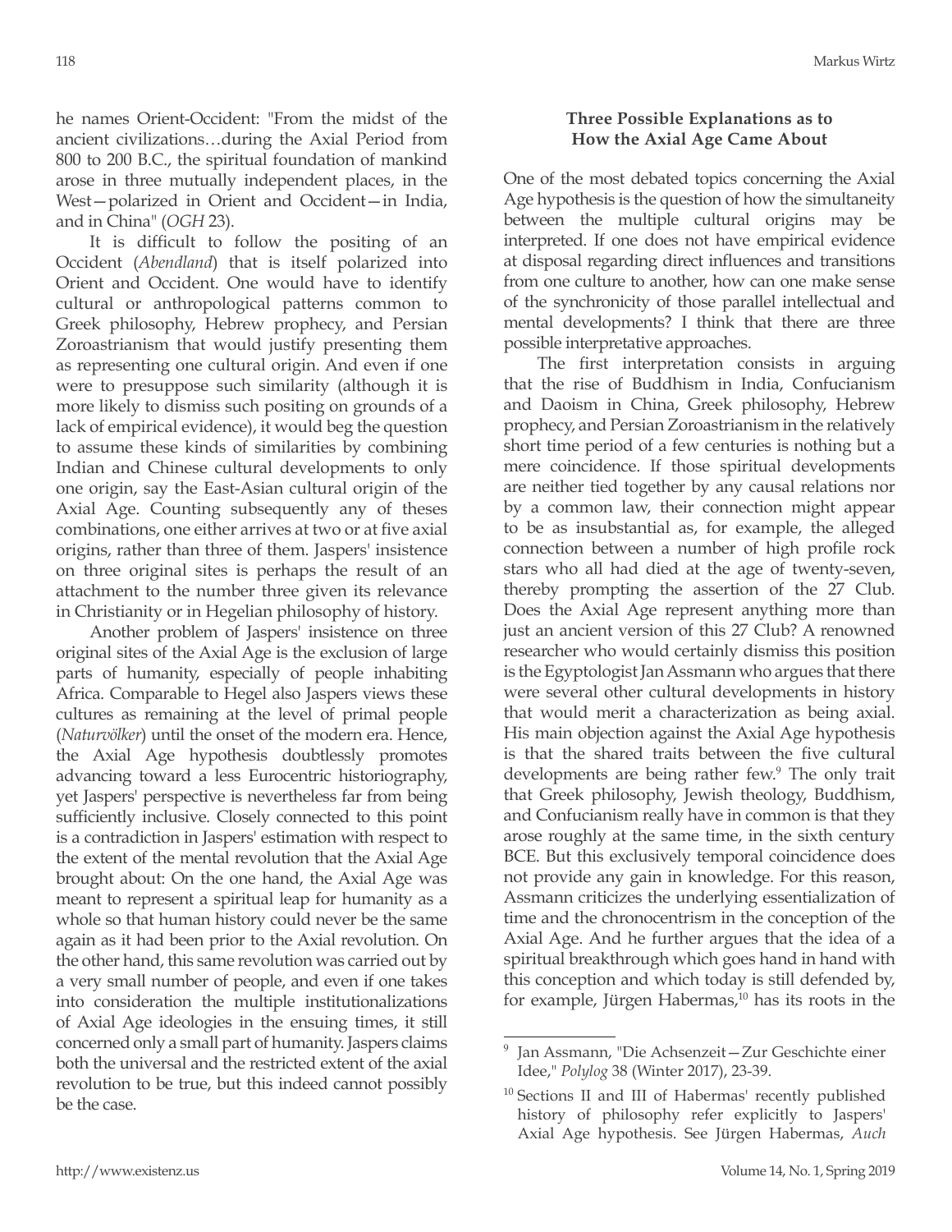he names Orient-Occident: "From the midst of the ancient civilizations…during the Axial Period from 800 to 200 B.C., the spiritual foundation of mankind arose in three mutually independent places, in the West—polarized in Orient and Occident—in India, and in China" (*OGH* 23).

It is difficult to follow the positing of an Occident (*Abendland*) that is itself polarized into Orient and Occident. One would have to identify cultural or anthropological patterns common to Greek philosophy, Hebrew prophecy, and Persian Zoroastrianism that would justify presenting them as representing one cultural origin. And even if one were to presuppose such similarity (although it is more likely to dismiss such positing on grounds of a lack of empirical evidence), it would beg the question to assume these kinds of similarities by combining Indian and Chinese cultural developments to only one origin, say the East-Asian cultural origin of the Axial Age. Counting subsequently any of theses combinations, one either arrives at two or at five axial origins, rather than three of them. Jaspers' insistence on three original sites is perhaps the result of an attachment to the number three given its relevance in Christianity or in Hegelian philosophy of history.

Another problem of Jaspers' insistence on three original sites of the Axial Age is the exclusion of large parts of humanity, especially of people inhabiting Africa. Comparable to Hegel also Jaspers views these cultures as remaining at the level of primal people (*Naturvölker*) until the onset of the modern era. Hence, the Axial Age hypothesis doubtlessly promotes advancing toward a less Eurocentric historiography, yet Jaspers' perspective is nevertheless far from being sufficiently inclusive. Closely connected to this point is a contradiction in Jaspers' estimation with respect to the extent of the mental revolution that the Axial Age brought about: On the one hand, the Axial Age was meant to represent a spiritual leap for humanity as a whole so that human history could never be the same again as it had been prior to the Axial revolution. On the other hand, this same revolution was carried out by a very small number of people, and even if one takes into consideration the multiple institutionalizations of Axial Age ideologies in the ensuing times, it still concerned only a small part of humanity. Jaspers claims both the universal and the restricted extent of the axial revolution to be true, but this indeed cannot possibly be the case.

## Three Possible Explanations as to How the Axial Age Came About

One of the most debated topics concerning the Axial Age hypothesis is the question of how the simultaneity between the multiple cultural origins may be interpreted. If one does not have empirical evidence at disposal regarding direct influences and transitions from one culture to another, how can one make sense of the synchronicity of those parallel intellectual and mental developments? I think that there are three possible interpretative approaches.

The first interpretation consists in arguing that the rise of Buddhism in India, Confucianism and Daoism in China, Greek philosophy, Hebrew prophecy, and Persian Zoroastrianism in the relatively short time period of a few centuries is nothing but a mere coincidence. If those spiritual developments are neither tied together by any causal relations nor by a common law, their connection might appear to be as insubstantial as, for example, the alleged connection between a number of high profile rock stars who all had died at the age of twenty-seven, thereby prompting the assertion of the 27 Club. Does the Axial Age represent anything more than just an ancient version of this 27 Club? A renowned researcher who would certainly dismiss this position is the Egyptologist Jan Assmann who argues that there were several other cultural developments in history that would merit a characterization as being axial. His main objection against the Axial Age hypothesis is that the shared traits between the five cultural developments are being rather few.[9] The only trait that Greek philosophy, Jewish theology, Buddhism, and Confucianism really have in common is that they arose roughly at the same time, in the sixth century BCE. But this exclusively temporal coincidence does not provide any gain in knowledge. For this reason, Assmann criticizes the underlying essentialization of time and the chronocentrism in the conception of the Axial Age. And he further argues that the idea of a spiritual breakthrough which goes hand in hand with this conception and which today is still defended by, for example, Jürgen Habermas,[10] has its roots in the

---

[9] Jan Assmann, "Die Achsenzeit—Zur Geschichte einer Idee," *Polylog* 38 (Winter 2017), 23-39.

[10] Sections II and III of Habermas' recently published history of philosophy refer explicitly to Jaspers' Axial Age hypothesis. See Jürgen Habermas, *Auch*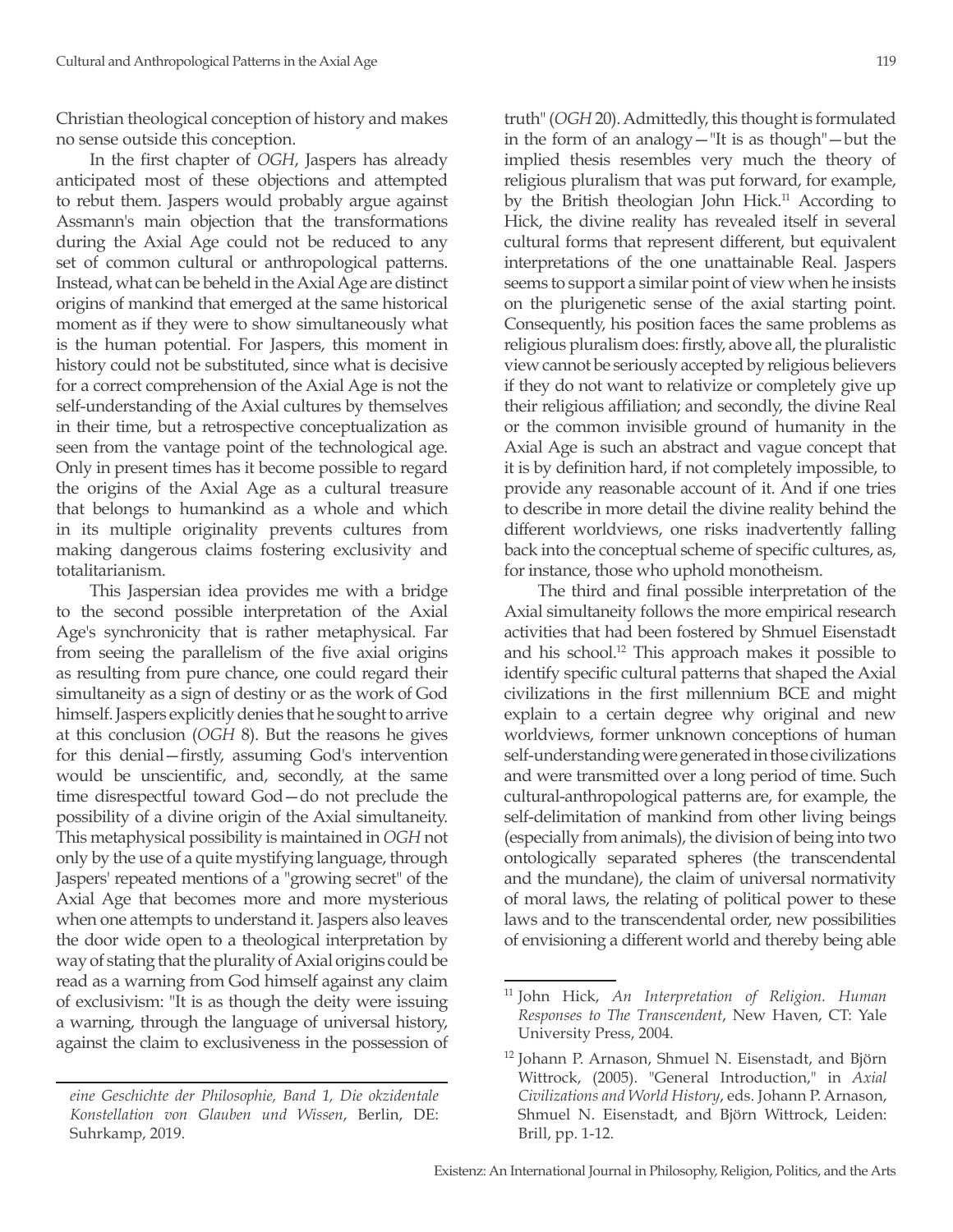Christian theological conception of history and makes no sense outside this conception.

In the first chapter of *OGH*, Jaspers has already anticipated most of these objections and attempted to rebut them. Jaspers would probably argue against Assmann's main objection that the transformations during the Axial Age could not be reduced to any set of common cultural or anthropological patterns. Instead, what can be beheld in the Axial Age are distinct origins of mankind that emerged at the same historical moment as if they were to show simultaneously what is the human potential. For Jaspers, this moment in history could not be substituted, since what is decisive for a correct comprehension of the Axial Age is not the self-understanding of the Axial cultures by themselves in their time, but a retrospective conceptualization as seen from the vantage point of the technological age. Only in present times has it become possible to regard the origins of the Axial Age as a cultural treasure that belongs to humankind as a whole and which in its multiple originality prevents cultures from making dangerous claims fostering exclusivity and totalitarianism.

This Jaspersian idea provides me with a bridge to the second possible interpretation of the Axial Age's synchronicity that is rather metaphysical. Far from seeing the parallelism of the five axial origins as resulting from pure chance, one could regard their simultaneity as a sign of destiny or as the work of God himself. Jaspers explicitly denies that he sought to arrive at this conclusion (*OGH* 8). But the reasons he gives for this denial—firstly, assuming God's intervention would be unscientific, and, secondly, at the same time disrespectful toward God—do not preclude the possibility of a divine origin of the Axial simultaneity. This metaphysical possibility is maintained in *OGH* not only by the use of a quite mystifying language, through Jaspers' repeated mentions of a "growing secret" of the Axial Age that becomes more and more mysterious when one attempts to understand it. Jaspers also leaves the door wide open to a theological interpretation by way of stating that the plurality of Axial origins could be read as a warning from God himself against any claim of exclusivism: "It is as though the deity were issuing a warning, through the language of universal history, against the claim to exclusiveness in the possession of truth" (*OGH* 20). Admittedly, this thought is formulated in the form of an analogy—"It is as though"—but the implied thesis resembles very much the theory of religious pluralism that was put forward, for example, by the British theologian John Hick.[11] According to Hick, the divine reality has revealed itself in several cultural forms that represent different, but equivalent interpretations of the one unattainable Real. Jaspers seems to support a similar point of view when he insists on the plurigenetic sense of the axial starting point. Consequently, his position faces the same problems as religious pluralism does: firstly, above all, the pluralistic view cannot be seriously accepted by religious believers if they do not want to relativize or completely give up their religious affiliation; and secondly, the divine Real or the common invisible ground of humanity in the Axial Age is such an abstract and vague concept that it is by definition hard, if not completely impossible, to provide any reasonable account of it. And if one tries to describe in more detail the divine reality behind the different worldviews, one risks inadvertently falling back into the conceptual scheme of specific cultures, as, for instance, those who uphold monotheism.

The third and final possible interpretation of the Axial simultaneity follows the more empirical research activities that had been fostered by Shmuel Eisenstadt and his school.[12] This approach makes it possible to identify specific cultural patterns that shaped the Axial civilizations in the first millennium BCE and might explain to a certain degree why original and new worldviews, former unknown conceptions of human self-understanding were generated in those civilizations and were transmitted over a long period of time. Such cultural-anthropological patterns are, for example, the self-delimitation of mankind from other living beings (especially from animals), the division of being into two ontologically separated spheres (the transcendental and the mundane), the claim of universal normativity of moral laws, the relating of political power to these laws and to the transcendental order, new possibilities of envisioning a different world and thereby being able

---

*eine Geschichte der Philosophie, Band 1, Die okzidentale Konstellation von Glauben und Wissen*, Berlin, DE: Suhrkamp, 2019.

[11] John Hick, *An Interpretation of Religion. Human Responses to The Transcendent*, New Haven, CT: Yale University Press, 2004.

[12] Johann P. Arnason, Shmuel N. Eisenstadt, and Björn Wittrock, (2005). "General Introduction," in *Axial Civilizations and World History*, eds. Johann P. Arnason, Shmuel N. Eisenstadt, and Björn Wittrock, Leiden: Brill, pp. 1-12.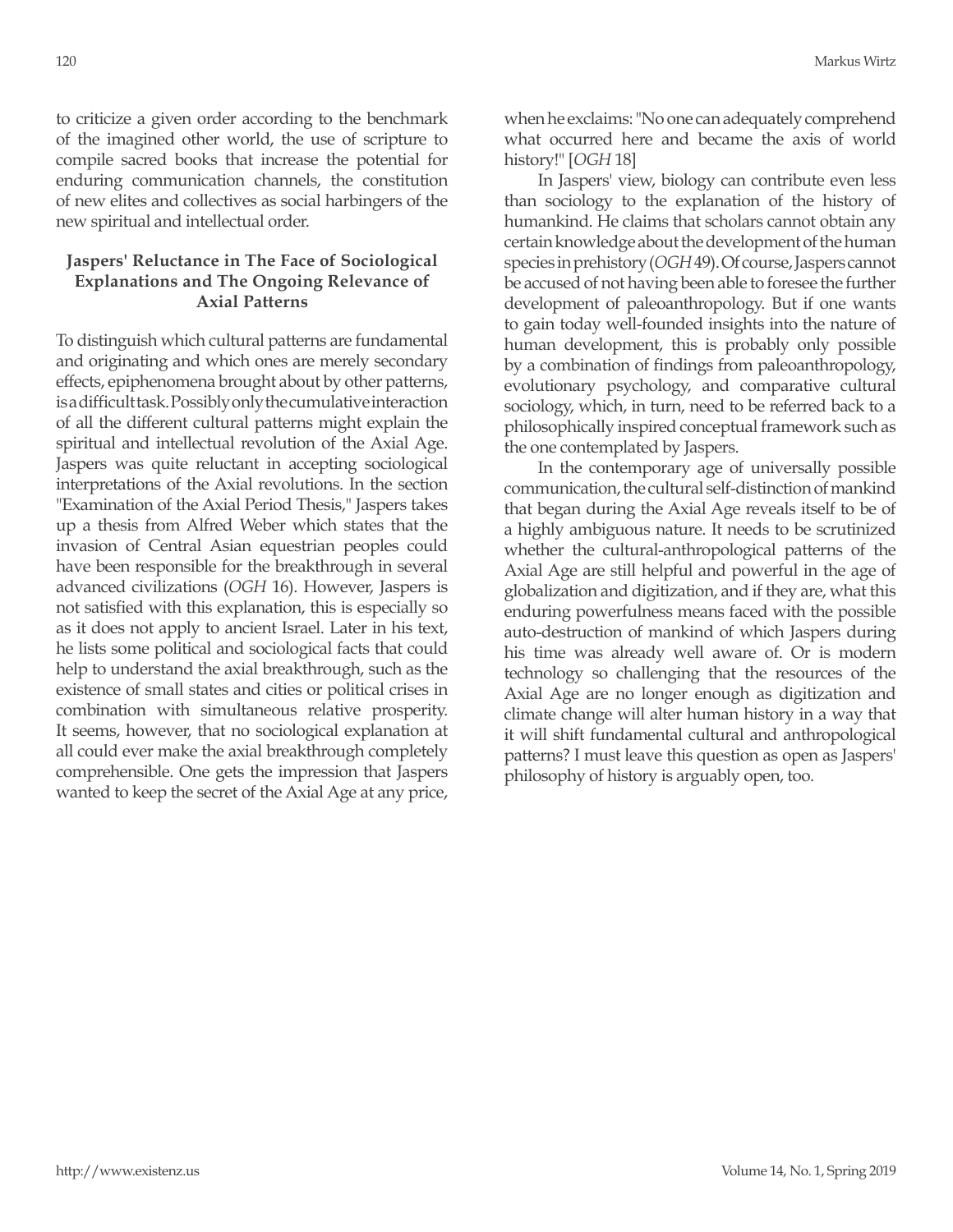to criticize a given order according to the benchmark of the imagined other world, the use of scripture to compile sacred books that increase the potential for enduring communication channels, the constitution of new elites and collectives as social harbingers of the new spiritual and intellectual order.

### Jaspers' Reluctance in The Face of Sociological Explanations and The Ongoing Relevance of Axial Patterns

To distinguish which cultural patterns are fundamental and originating and which ones are merely secondary effects, epiphenomena brought about by other patterns, is a difficult task. Possibly only the cumulative interaction of all the different cultural patterns might explain the spiritual and intellectual revolution of the Axial Age. Jaspers was quite reluctant in accepting sociological interpretations of the Axial revolutions. In the section "Examination of the Axial Period Thesis," Jaspers takes up a thesis from Alfred Weber which states that the invasion of Central Asian equestrian peoples could have been responsible for the breakthrough in several advanced civilizations (*OGH* 16). However, Jaspers is not satisfied with this explanation, this is especially so as it does not apply to ancient Israel. Later in his text, he lists some political and sociological facts that could help to understand the axial breakthrough, such as the existence of small states and cities or political crises in combination with simultaneous relative prosperity. It seems, however, that no sociological explanation at all could ever make the axial breakthrough completely comprehensible. One gets the impression that Jaspers wanted to keep the secret of the Axial Age at any price, when he exclaims: "No one can adequately comprehend what occurred here and became the axis of world history!" [*OGH* 18]

In Jaspers' view, biology can contribute even less than sociology to the explanation of the history of humankind. He claims that scholars cannot obtain any certain knowledge about the development of the human species in prehistory (*OGH* 49). Of course, Jaspers cannot be accused of not having been able to foresee the further development of paleoanthropology. But if one wants to gain today well-founded insights into the nature of human development, this is probably only possible by a combination of findings from paleoanthropology, evolutionary psychology, and comparative cultural sociology, which, in turn, need to be referred back to a philosophically inspired conceptual framework such as the one contemplated by Jaspers.

In the contemporary age of universally possible communication, the cultural self-distinction of mankind that began during the Axial Age reveals itself to be of a highly ambiguous nature. It needs to be scrutinized whether the cultural-anthropological patterns of the Axial Age are still helpful and powerful in the age of globalization and digitization, and if they are, what this enduring powerfulness means faced with the possible auto-destruction of mankind of which Jaspers during his time was already well aware of. Or is modern technology so challenging that the resources of the Axial Age are no longer enough as digitization and climate change will alter human history in a way that it will shift fundamental cultural and anthropological patterns? I must leave this question as open as Jaspers' philosophy of history is arguably open, too.